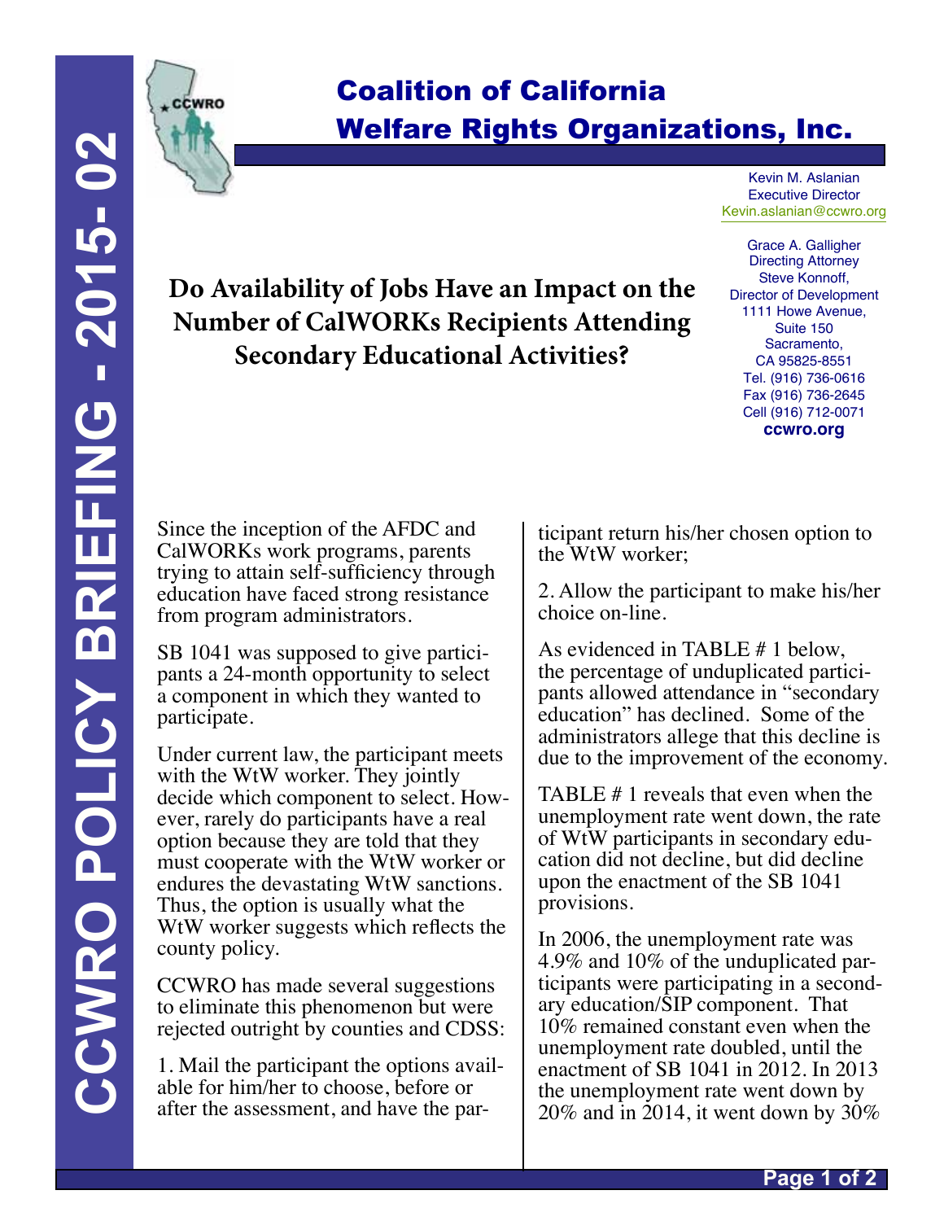# CCWRO POLICY BRIEFING - 2015- 02

## Coalition of California Welfare Rights Organizations, Inc.

Kevin M. Aslanian
Executive Director
Kevin.aslanian@ccwro.org

Grace A. Galligher
Directing Attorney
Steve Konnoff,
Director of Development
1111 Howe Avenue,
Suite 150
Sacramento,
CA 95825-8551
Tel. (916) 736-0616
Fax (916) 736-2645
Cell (916) 712-0071
**ccwro.org**

## Do Availability of Jobs Have an Impact on the Number of CalWORKs Recipients Attending Secondary Educational Activities?

Since the inception of the AFDC and CalWORKs work programs, parents trying to attain self-sufficiency through education have faced strong resistance from program administrators.

SB 1041 was supposed to give participants a 24-month opportunity to select a component in which they wanted to participate.

Under current law, the participant meets with the WtW worker. They jointly decide which component to select. However, rarely do participants have a real option because they are told that they must cooperate with the WtW worker or endures the devastating WtW sanctions. Thus, the option is usually what the WtW worker suggests which reflects the county policy.

CCWRO has made several suggestions to eliminate this phenomenon but were rejected outright by counties and CDSS:

1. Mail the participant the options available for him/her to choose, before or after the assessment, and have the participant return his/her chosen option to the WtW worker;

2. Allow the participant to make his/her choice on-line.

As evidenced in TABLE # 1 below, the percentage of unduplicated participants allowed attendance in "secondary education" has declined. Some of the administrators allege that this decline is due to the improvement of the economy.

TABLE # 1 reveals that even when the unemployment rate went down, the rate of WtW participants in secondary education did not decline, but did decline upon the enactment of the SB 1041 provisions.

In 2006, the unemployment rate was 4.9% and 10% of the unduplicated participants were participating in a secondary education/SIP component. That 10% remained constant even when the unemployment rate doubled, until the enactment of SB 1041 in 2012. In 2013 the unemployment rate went down by 20% and in 2014, it went down by 30%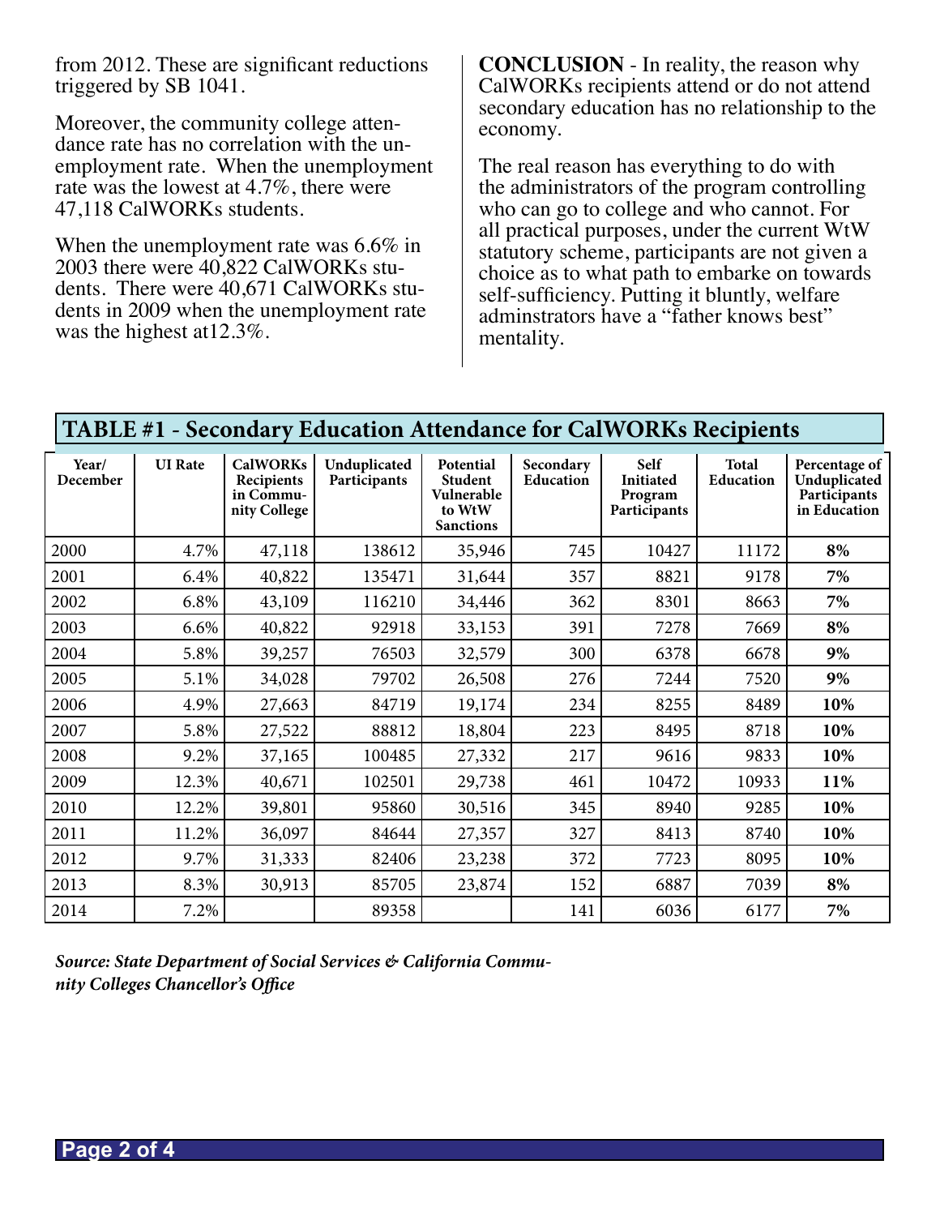from 2012. These are significant reductions triggered by SB 1041.

Moreover, the community college attendance rate has no correlation with the unemployment rate. When the unemployment rate was the lowest at 4.7%, there were 47,118 CalWORKs students.

When the unemployment rate was 6.6% in 2003 there were 40,822 CalWORKs students. There were 40,671 CalWORKs students in 2009 when the unemployment rate was the highest at12.3%.

**CONCLUSION** - In reality, the reason why CalWORKs recipients attend or do not attend secondary education has no relationship to the economy.

The real reason has everything to do with the administrators of the program controlling who can go to college and who cannot. For all practical purposes, under the current WtW statutory scheme, participants are not given a choice as to what path to embarke on towards self-sufficiency. Putting it bluntly, welfare adminstrators have a "father knows best" mentality.

## TABLE #1 - Secondary Education Attendance for CalWORKs Recipients

| Year/ December | UI Rate | CalWORKs Recipients in Community College | Unduplicated Participants | Potential Student Vulnerable to WtW Sanctions | Secondary Education | Self Initiated Program Participants | Total Education | Percentage of Unduplicated Participants in Education |
|---|---|---|---|---|---|---|---|---|
| 2000 | 4.7% | 47,118 | 138612 | 35,946 | 745 | 10427 | 11172 | **8%** |
| 2001 | 6.4% | 40,822 | 135471 | 31,644 | 357 | 8821 | 9178 | **7%** |
| 2002 | 6.8% | 43,109 | 116210 | 34,446 | 362 | 8301 | 8663 | **7%** |
| 2003 | 6.6% | 40,822 | 92918 | 33,153 | 391 | 7278 | 7669 | **8%** |
| 2004 | 5.8% | 39,257 | 76503 | 32,579 | 300 | 6378 | 6678 | **9%** |
| 2005 | 5.1% | 34,028 | 79702 | 26,508 | 276 | 7244 | 7520 | **9%** |
| 2006 | 4.9% | 27,663 | 84719 | 19,174 | 234 | 8255 | 8489 | **10%** |
| 2007 | 5.8% | 27,522 | 88812 | 18,804 | 223 | 8495 | 8718 | **10%** |
| 2008 | 9.2% | 37,165 | 100485 | 27,332 | 217 | 9616 | 9833 | **10%** |
| 2009 | 12.3% | 40,671 | 102501 | 29,738 | 461 | 10472 | 10933 | **11%** |
| 2010 | 12.2% | 39,801 | 95860 | 30,516 | 345 | 8940 | 9285 | **10%** |
| 2011 | 11.2% | 36,097 | 84644 | 27,357 | 327 | 8413 | 8740 | **10%** |
| 2012 | 9.7% | 31,333 | 82406 | 23,238 | 372 | 7723 | 8095 | **10%** |
| 2013 | 8.3% | 30,913 | 85705 | 23,874 | 152 | 6887 | 7039 | **8%** |
| 2014 | 7.2% | | 89358 | | 141 | 6036 | 6177 | **7%** |

***Source: State Department of Social Services & California Community Colleges Chancellor's Office***